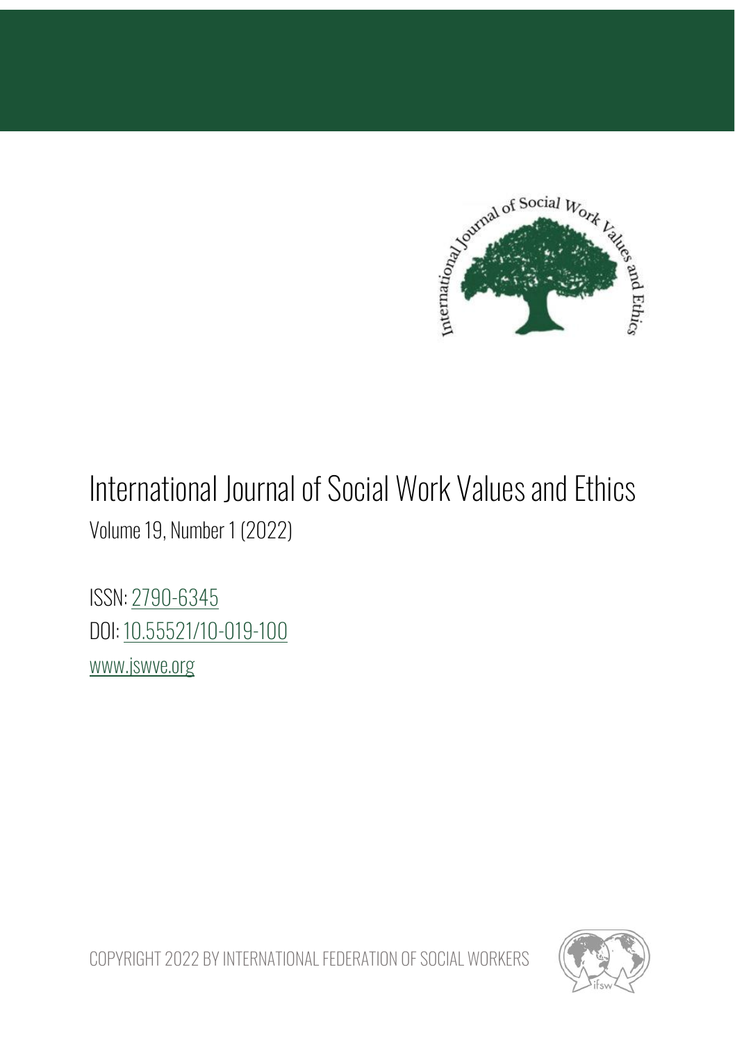# International Journal of Social Work Values and Ethics

Volume 19, Number 1 (2022)

ISSN: [2790-6345](https://portal.issn.org/resource/ISSN/2790-6345)

DOI: [10.55521/10-019-100](https://doi.org/10.55521/10-019-100)

[www.jswve.org](http://www.jswve.org)

COPYRIGHT 2022 BY INTERNATIONAL FEDERATION OF SOCIAL WORKERS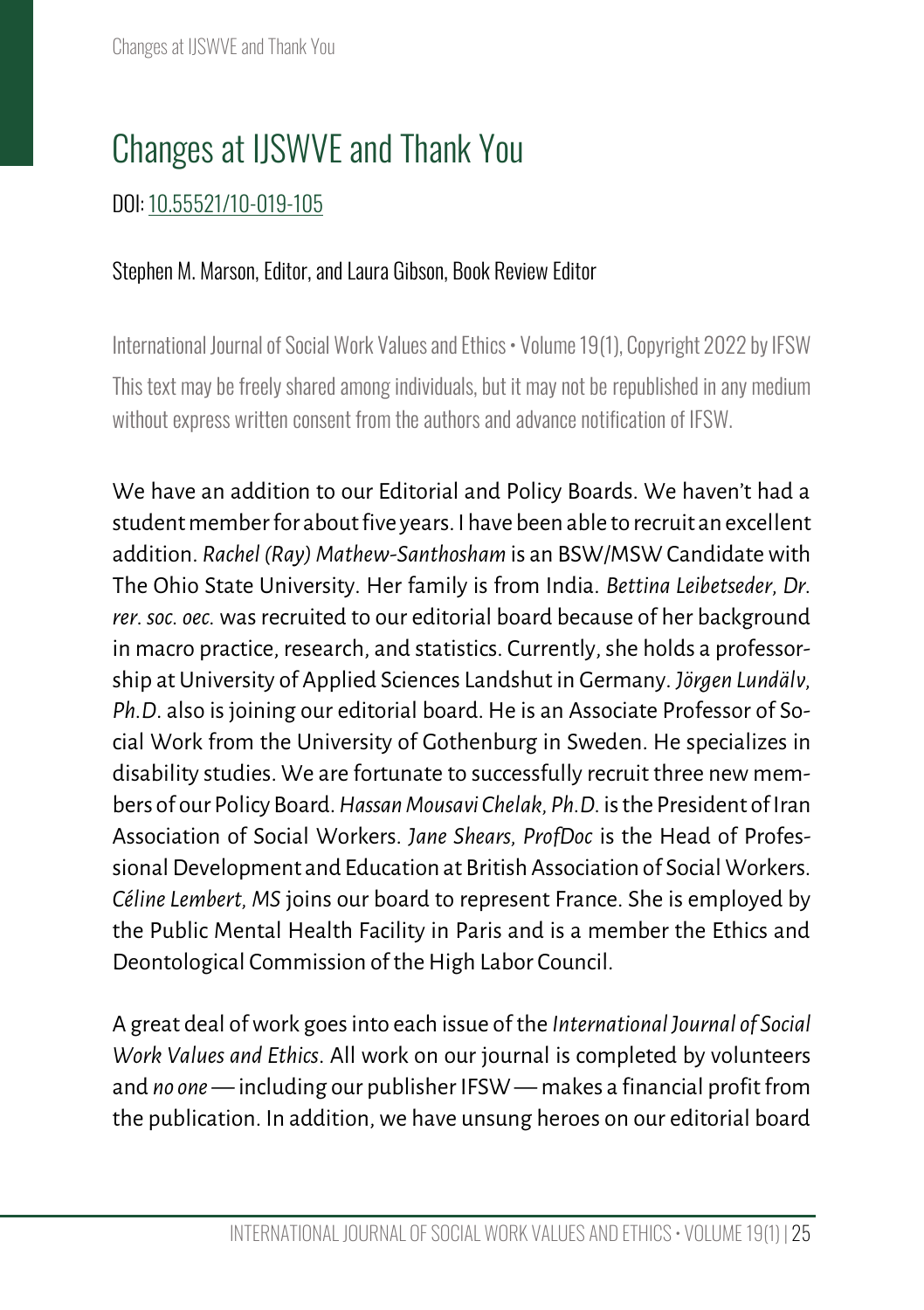# Changes at IJSWVE and Thank You

DOI: 10.55521/10-019-105

Stephen M. Marson, Editor, and Laura Gibson, Book Review Editor

International Journal of Social Work Values and Ethics • Volume 19(1), Copyright 2022 by IFSW

This text may be freely shared among individuals, but it may not be republished in any medium without express written consent from the authors and advance notification of IFSW.

We have an addition to our Editorial and Policy Boards. We haven't had a student member for about five years. I have been able to recruit an excellent addition. *Rachel (Ray) Mathew-Santhosham* is an BSW/MSW Candidate with The Ohio State University. Her family is from India. *Bettina Leibetseder, Dr. rer. soc. oec.* was recruited to our editorial board because of her background in macro practice, research, and statistics. Currently, she holds a professorship at University of Applied Sciences Landshut in Germany. *Jörgen Lundälv, Ph.D.* also is joining our editorial board. He is an Associate Professor of Social Work from the University of Gothenburg in Sweden. He specializes in disability studies. We are fortunate to successfully recruit three new members of our Policy Board. *Hassan Mousavi Chelak, Ph.D.* is the President of Iran Association of Social Workers. *Jane Shears, ProfDoc* is the Head of Professional Development and Education at British Association of Social Workers. *Céline Lembert, MS* joins our board to represent France. She is employed by the Public Mental Health Facility in Paris and is a member the Ethics and Deontological Commission of the High Labor Council.

A great deal of work goes into each issue of the *International Journal of Social Work Values and Ethics*. All work on our journal is completed by volunteers and *no one* — including our publisher IFSW — makes a financial profit from the publication. In addition, we have unsung heroes on our editorial board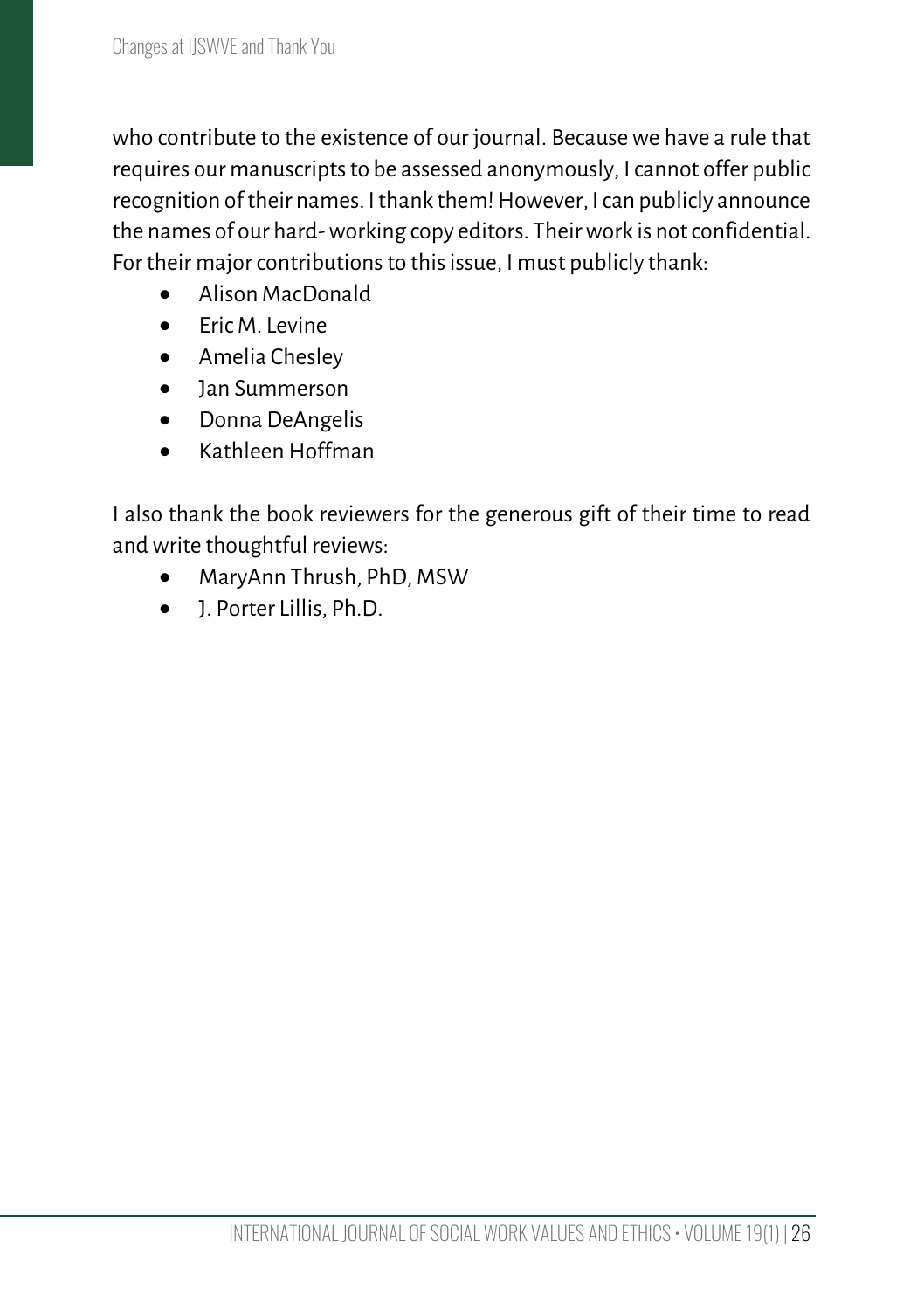who contribute to the existence of our journal. Because we have a rule that requires our manuscripts to be assessed anonymously, I cannot offer public recognition of their names. I thank them! However, I can publicly announce the names of our hard- working copy editors. Their work is not confidential. For their major contributions to this issue, I must publicly thank:

- Alison MacDonald
- Eric M. Levine
- Amelia Chesley
- Jan Summerson
- Donna DeAngelis
- Kathleen Hoffman

I also thank the book reviewers for the generous gift of their time to read and write thoughtful reviews:

- MaryAnn Thrush, PhD, MSW
- J. Porter Lillis, Ph.D.